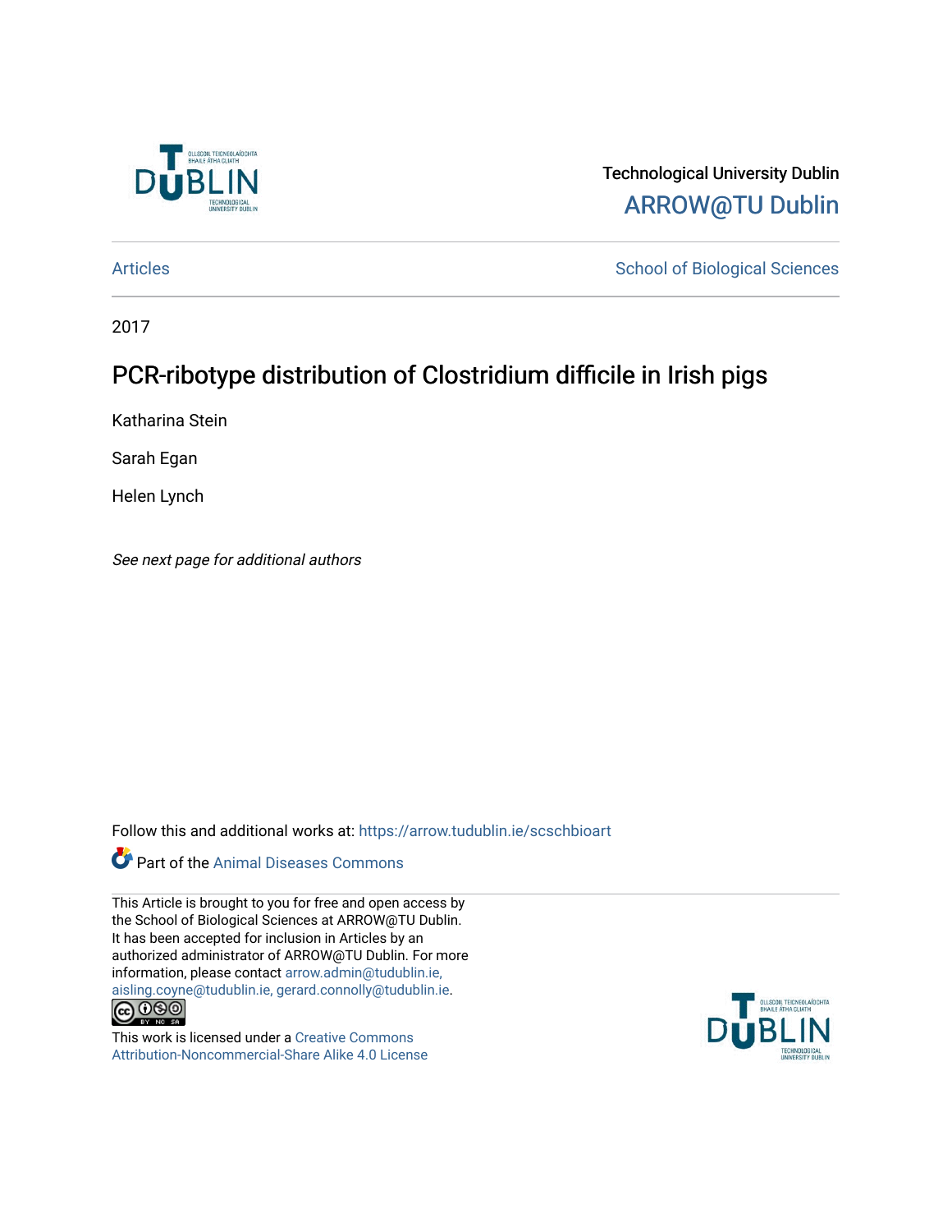Technological University Dublin

ARROW@TU Dublin

Articles | School of Biological Sciences

2017

# PCR-ribotype distribution of Clostridium difficile in Irish pigs

Katharina Stein

Sarah Egan

Helen Lynch

*See next page for additional authors*

Follow this and additional works at: https://arrow.tudublin.ie/scschbioart

Part of the Animal Diseases Commons

This Article is brought to you for free and open access by the School of Biological Sciences at ARROW@TU Dublin. It has been accepted for inclusion in Articles by an authorized administrator of ARROW@TU Dublin. For more information, please contact arrow.admin@tudublin.ie, aisling.coyne@tudublin.ie, gerard.connolly@tudublin.ie.

This work is licensed under a Creative Commons Attribution-Noncommercial-Share Alike 4.0 License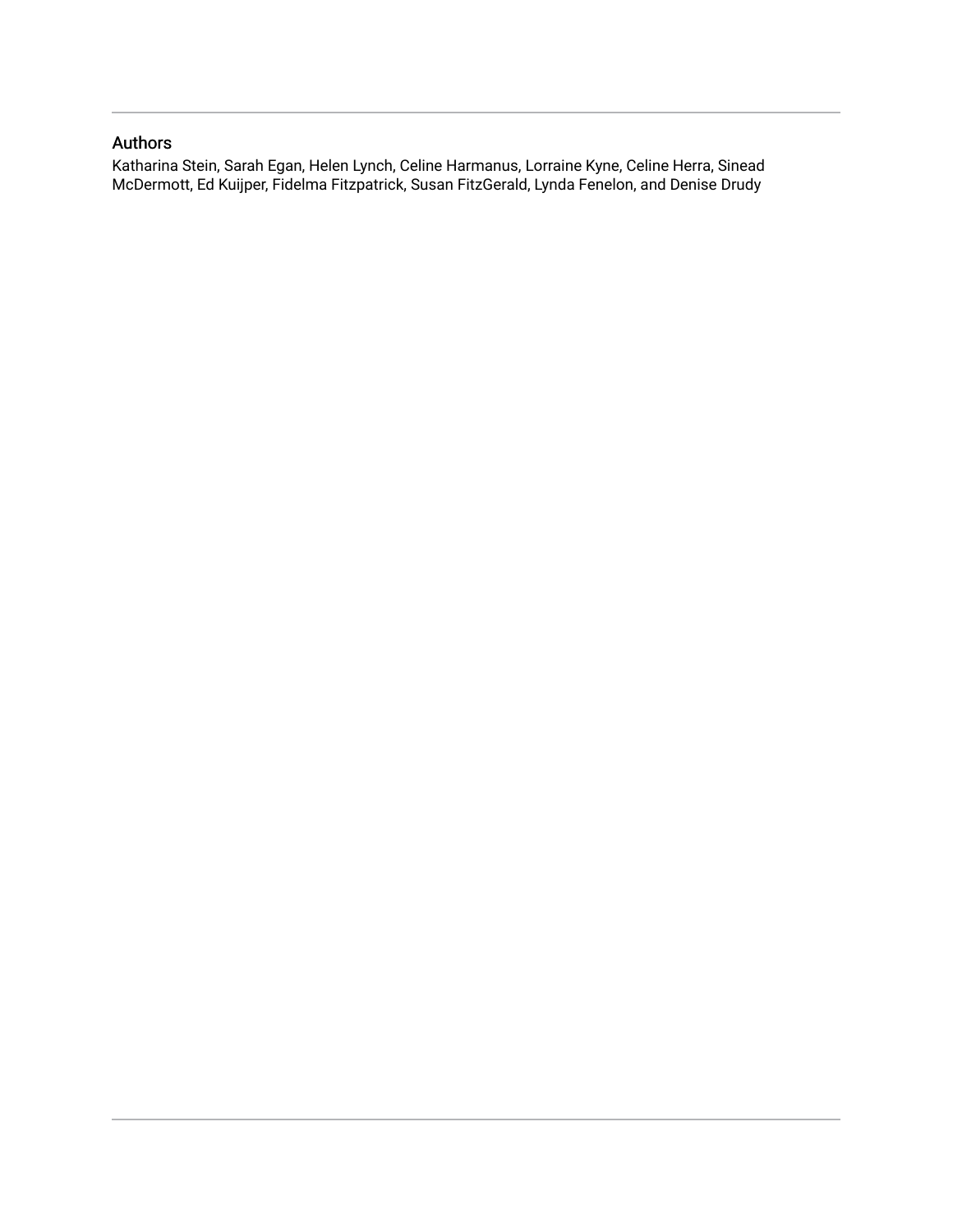## Authors

Katharina Stein, Sarah Egan, Helen Lynch, Celine Harmanus, Lorraine Kyne, Celine Herra, Sinead McDermott, Ed Kuijper, Fidelma Fitzpatrick, Susan FitzGerald, Lynda Fenelon, and Denise Drudy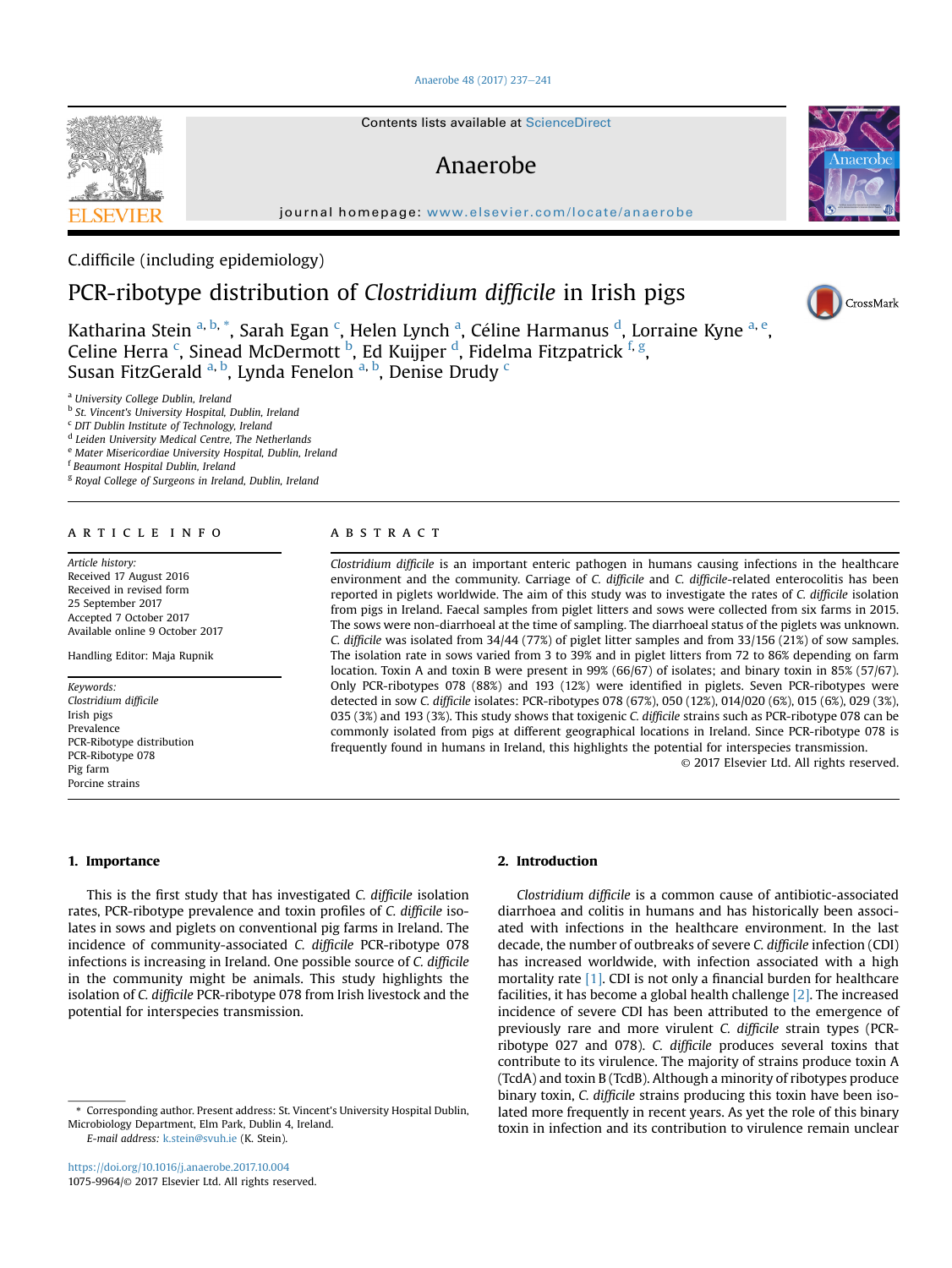C.difficile (including epidemiology)

# PCR-ribotype distribution of *Clostridium difficile* in Irish pigs

Katharina Stein [a, b, *], Sarah Egan [c], Helen Lynch [a], Céline Harmanus [d], Lorraine Kyne [a, e], Celine Herra [c], Sinead McDermott [b], Ed Kuijper [d], Fidelma Fitzpatrick [f, g], Susan FitzGerald [a, b], Lynda Fenelon [a, b], Denise Drudy [c]

[a] University College Dublin, Ireland
[b] St. Vincent's University Hospital, Dublin, Ireland
[c] DIT Dublin Institute of Technology, Ireland
[d] Leiden University Medical Centre, The Netherlands
[e] Mater Misericordiae University Hospital, Dublin, Ireland
[f] Beaumont Hospital Dublin, Ireland
[g] Royal College of Surgeons in Ireland, Dublin, Ireland

## ARTICLE INFO

*Article history:*
Received 17 August 2016
Received in revised form
25 September 2017
Accepted 7 October 2017
Available online 9 October 2017

Handling Editor: Maja Rupnik

*Keywords:*
*Clostridium difficile*
Irish pigs
Prevalence
PCR-Ribotype distribution
PCR-Ribotype 078
Pig farm
Porcine strains

## ABSTRACT

*Clostridium difficile* is an important enteric pathogen in humans causing infections in the healthcare environment and the community. Carriage of *C. difficile* and *C. difficile*-related enterocolitis has been reported in piglets worldwide. The aim of this study was to investigate the rates of *C. difficile* isolation from pigs in Ireland. Faecal samples from piglet litters and sows were collected from six farms in 2015. The sows were non-diarrhoeal at the time of sampling. The diarrhoeal status of the piglets was unknown. *C. difficile* was isolated from 34/44 (77%) of piglet litter samples and from 33/156 (21%) of sow samples. The isolation rate in sows varied from 3 to 39% and in piglet litters from 72 to 86% depending on farm location. Toxin A and toxin B were present in 99% (66/67) of isolates; and binary toxin in 85% (57/67). Only PCR-ribotypes 078 (88%) and 193 (12%) were identified in piglets. Seven PCR-ribotypes were detected in sow *C. difficile* isolates: PCR-ribotypes 078 (67%), 050 (12%), 014/020 (6%), 015 (6%), 029 (3%), 035 (3%) and 193 (3%). This study shows that toxigenic *C. difficile* strains such as PCR-ribotype 078 can be commonly isolated from pigs at different geographical locations in Ireland. Since PCR-ribotype 078 is frequently found in humans in Ireland, this highlights the potential for interspecies transmission.

© 2017 Elsevier Ltd. All rights reserved.

## 1. Importance

This is the first study that has investigated *C. difficile* isolation rates, PCR-ribotype prevalence and toxin profiles of *C. difficile* isolates in sows and piglets on conventional pig farms in Ireland. The incidence of community-associated *C. difficile* PCR-ribotype 078 infections is increasing in Ireland. One possible source of *C. difficile* in the community might be animals. This study highlights the isolation of *C. difficile* PCR-ribotype 078 from Irish livestock and the potential for interspecies transmission.

## 2. Introduction

*Clostridium difficile* is a common cause of antibiotic-associated diarrhoea and colitis in humans and has historically been associated with infections in the healthcare environment. In the last decade, the number of outbreaks of severe *C. difficile* infection (CDI) has increased worldwide, with infection associated with a high mortality rate [1]. CDI is not only a financial burden for healthcare facilities, it has become a global health challenge [2]. The increased incidence of severe CDI has been attributed to the emergence of previously rare and more virulent *C. difficile* strain types (PCR-ribotype 027 and 078). *C. difficile* produces several toxins that contribute to its virulence. The majority of strains produce toxin A (TcdA) and toxin B (TcdB). Although a minority of ribotypes produce binary toxin, *C. difficile* strains producing this toxin have been isolated more frequently in recent years. As yet the role of this binary toxin in infection and its contribution to virulence remain unclear

\* Corresponding author. Present address: St. Vincent's University Hospital Dublin, Microbiology Department, Elm Park, Dublin 4, Ireland.
*E-mail address:* k.stein@svuh.ie (K. Stein).

https://doi.org/10.1016/j.anaerobe.2017.10.004
1075-9964/© 2017 Elsevier Ltd. All rights reserved.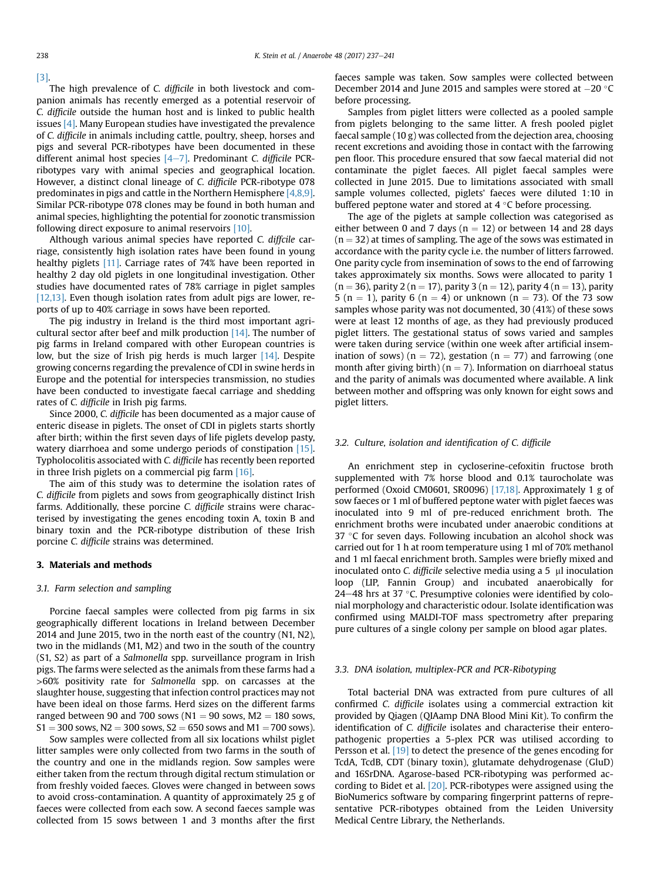[3].

The high prevalence of *C. difficile* in both livestock and companion animals has recently emerged as a potential reservoir of *C. difficile* outside the human host and is linked to public health issues [4]. Many European studies have investigated the prevalence of *C. difficile* in animals including cattle, poultry, sheep, horses and pigs and several PCR-ribotypes have been documented in these different animal host species [4–7]. Predominant *C. difficile* PCR-ribotypes vary with animal species and geographical location. However, a distinct clonal lineage of *C. difficile* PCR-ribotype 078 predominates in pigs and cattle in the Northern Hemisphere [4,8,9]. Similar PCR-ribotype 078 clones may be found in both human and animal species, highlighting the potential for zoonotic transmission following direct exposure to animal reservoirs [10].

Although various animal species have reported *C. diffcile* carriage, consistently high isolation rates have been found in young healthy piglets [11]. Carriage rates of 74% have been reported in healthy 2 day old piglets in one longitudinal investigation. Other studies have documented rates of 78% carriage in piglet samples [12,13]. Even though isolation rates from adult pigs are lower, reports of up to 40% carriage in sows have been reported.

The pig industry in Ireland is the third most important agricultural sector after beef and milk production [14]. The number of pig farms in Ireland compared with other European countries is low, but the size of Irish pig herds is much larger [14]. Despite growing concerns regarding the prevalence of CDI in swine herds in Europe and the potential for interspecies transmission, no studies have been conducted to investigate faecal carriage and shedding rates of *C. difficile* in Irish pig farms.

Since 2000, *C. difficile* has been documented as a major cause of enteric disease in piglets. The onset of CDI in piglets starts shortly after birth; within the first seven days of life piglets develop pasty, watery diarrhoea and some undergo periods of constipation [15]. Typholocolitis associated with *C. difficile* has recently been reported in three Irish piglets on a commercial pig farm [16].

The aim of this study was to determine the isolation rates of *C. difficile* from piglets and sows from geographically distinct Irish farms. Additionally, these porcine *C. difficile* strains were characterised by investigating the genes encoding toxin A, toxin B and binary toxin and the PCR-ribotype distribution of these Irish porcine *C. difficile* strains was determined.

## 3. Materials and methods

### 3.1. Farm selection and sampling

Porcine faecal samples were collected from pig farms in six geographically different locations in Ireland between December 2014 and June 2015, two in the north east of the country (N1, N2), two in the midlands (M1, M2) and two in the south of the country (S1, S2) as part of a *Salmonella* spp. surveillance program in Irish pigs. The farms were selected as the animals from these farms had a >60% positivity rate for *Salmonella* spp. on carcasses at the slaughter house, suggesting that infection control practices may not have been ideal on those farms. Herd sizes on the different farms ranged between 90 and 700 sows (N1 = 90 sows, M2 = 180 sows, S1 = 300 sows, N2 = 300 sows, S2 = 650 sows and M1 = 700 sows).

Sow samples were collected from all six locations whilst piglet litter samples were only collected from two farms in the south of the country and one in the midlands region. Sow samples were either taken from the rectum through digital rectum stimulation or from freshly voided faeces. Gloves were changed in between sows to avoid cross-contamination. A quantity of approximately 25 g of faeces were collected from each sow. A second faeces sample was collected from 15 sows between 1 and 3 months after the first faeces sample was taken. Sow samples were collected between December 2014 and June 2015 and samples were stored at −20 °C before processing.

Samples from piglet litters were collected as a pooled sample from piglets belonging to the same litter. A fresh pooled piglet faecal sample (10 g) was collected from the dejection area, choosing recent excretions and avoiding those in contact with the farrowing pen floor. This procedure ensured that sow faecal material did not contaminate the piglet faeces. All piglet faecal samples were collected in June 2015. Due to limitations associated with small sample volumes collected, piglets' faeces were diluted 1:10 in buffered peptone water and stored at 4 °C before processing.

The age of the piglets at sample collection was categorised as either between 0 and 7 days (n = 12) or between 14 and 28 days (n = 32) at times of sampling. The age of the sows was estimated in accordance with the parity cycle i.e. the number of litters farrowed. One parity cycle from insemination of sows to the end of farrowing takes approximately six months. Sows were allocated to parity 1 (n = 36), parity 2 (n = 17), parity 3 (n = 12), parity 4 (n = 13), parity 5 (n = 1), parity 6 (n = 4) or unknown (n = 73). Of the 73 sow samples whose parity was not documented, 30 (41%) of these sows were at least 12 months of age, as they had previously produced piglet litters. The gestational status of sows varied and samples were taken during service (within one week after artificial insemination of sows) (n = 72), gestation (n = 77) and farrowing (one month after giving birth) (n = 7). Information on diarrhoeal status and the parity of animals was documented where available. A link between mother and offspring was only known for eight sows and piglet litters.

### 3.2. Culture, isolation and identification of *C. difficile*

An enrichment step in cycloserine-cefoxitin fructose broth supplemented with 7% horse blood and 0.1% taurocholate was performed (Oxoid CM0601, SR0096) [17,18]. Approximately 1 g of sow faeces or 1 ml of buffered peptone water with piglet faeces was inoculated into 9 ml of pre-reduced enrichment broth. The enrichment broths were incubated under anaerobic conditions at 37 °C for seven days. Following incubation an alcohol shock was carried out for 1 h at room temperature using 1 ml of 70% methanol and 1 ml faecal enrichment broth. Samples were briefly mixed and inoculated onto *C. difficile* selective media using a 5 μl inoculation loop (LIP, Fannin Group) and incubated anaerobically for 24–48 hrs at 37 °C. Presumptive colonies were identified by colonial morphology and characteristic odour. Isolate identification was confirmed using MALDI-TOF mass spectrometry after preparing pure cultures of a single colony per sample on blood agar plates.

### 3.3. DNA isolation, multiplex-PCR and PCR-Ribotyping

Total bacterial DNA was extracted from pure cultures of all confirmed *C. difficile* isolates using a commercial extraction kit provided by Qiagen (QIAmp DNA Blood Mini Kit). To confirm the identification of *C. difficile* isolates and characterise their enteropathogenic properties a 5-plex PCR was utilised according to Persson et al. [19] to detect the presence of the genes encoding for TcdA, TcdB, CDT (binary toxin), glutamate dehydrogenase (GluD) and 16SrDNA. Agarose-based PCR-ribotyping was performed according to Bidet et al. [20]. PCR-ribotypes were assigned using the BioNumerics software by comparing fingerprint patterns of representative PCR-ribotypes obtained from the Leiden University Medical Centre Library, the Netherlands.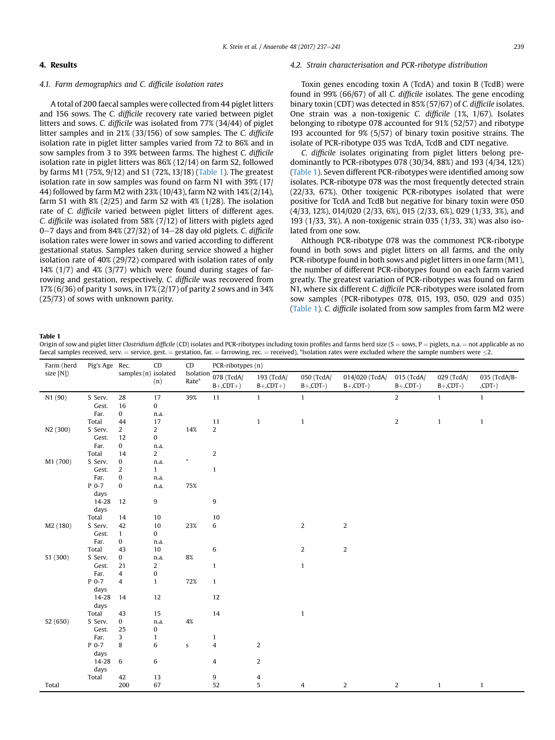## 4. Results

### 4.1. Farm demographics and *C. difficile* isolation rates

A total of 200 faecal samples were collected from 44 piglet litters and 156 sows. The *C. difficile* recovery rate varied between piglet litters and sows. *C. difficile* was isolated from 77% (34/44) of piglet litter samples and in 21% (33/156) of sow samples. The *C. difficile* isolation rate in piglet litter samples varied from 72 to 86% and in sow samples from 3 to 39% between farms. The highest *C. difficile* isolation rate in piglet litters was 86% (12/14) on farm S2, followed by farms M1 (75%, 9/12) and S1 (72%, 13/18) (Table 1). The greatest isolation rate in sow samples was found on farm N1 with 39% (17/44) followed by farm M2 with 23% (10/43), farm N2 with 14% (2/14), farm S1 with 8% (2/25) and farm S2 with 4% (1/28). The isolation rate of *C. difficile* varied between piglet litters of different ages. *C. difficile* was isolated from 58% (7/12) of litters with piglets aged 0–7 days and from 84% (27/32) of 14–28 day old piglets. *C. difficile* isolation rates were lower in sows and varied according to different gestational status. Samples taken during service showed a higher isolation rate of 40% (29/72) compared with isolation rates of only 14% (1/7) and 4% (3/77) which were found during stages of farrowing and gestation, respectively. *C. difficile* was recovered from 17% (6/36) of parity 1 sows, in 17% (2/17) of parity 2 sows and in 34% (25/73) of sows with unknown parity.

### 4.2. Strain characterisation and PCR-ribotype distribution

Toxin genes encoding toxin A (TcdA) and toxin B (TcdB) were found in 99% (66/67) of all *C. difficile* isolates. The gene encoding binary toxin (CDT) was detected in 85% (57/67) of *C. difficile* isolates. One strain was a non-toxigenic *C. difficile* (1%, 1/67). Isolates belonging to ribotype 078 accounted for 91% (52/57) and ribotype 193 accounted for 9% (5/57) of binary toxin positive strains. The isolate of PCR-ribotype 035 was TcdA, TcdB and CDT negative.

*C. difficile* isolates originating from piglet litters belong predominantly to PCR-ribotypes 078 (30/34, 88%) and 193 (4/34, 12%) (Table 1). Seven different PCR-ribotypes were identified among sow isolates. PCR-ribotype 078 was the most frequently detected strain (22/33, 67%). Other toxigenic PCR-ribotypes isolated that were positive for TcdA and TcdB but negative for binary toxin were 050 (4/33, 12%), 014/020 (2/33, 6%), 015 (2/33, 6%), 029 (1/33, 3%), and 193 (1/33, 3%). A non-toxigenic strain 035 (1/33, 3%) was also isolated from one sow.

Although PCR-ribotype 078 was the commonest PCR-ribotype found in both sows and piglet litters on all farms, and the only PCR-ribotype found in both sows and piglet litters in one farm (M1), the number of different PCR-ribotypes found on each farm varied greatly. The greatest variation of PCR-ribotypes was found on farm N1, where six different *C. difficile* PCR-ribotypes were isolated from sow samples (PCR-ribotypes 078, 015, 193, 050, 029 and 035) (Table 1). *C. difficile* isolated from sow samples from farm M2 were

**Table 1**
Origin of sow and piglet litter *Clostridium difficile* (CD) isolates and PCR-ribotypes including toxin profiles and farms herd size (S = sows, P = piglets, n.a. = not applicable as no faecal samples received, serv. = service, gest. = gestation, far. = farrowing, rec. = received), *Isolation rates were excluded where the sample numbers were ≤2.

| Farm (herd size [N]) | Pig's Age | Rec. samples (n) | CD isolated (n) | CD Isolation Rate* | PCR-ribotypes (n) | | | | | | |
|---|---|---|---|---|---|---|---|---|---|---|---|
| | | | | | 078 (TcdA/B+,CDT+) | 193 (TcdA/B+,CDT+) | 050 (TcdA/B+,CDT-) | 014/020 (TcdA/B+,CDT-) | 015 (TcdA/B+,CDT-) | 029 (TcdA/B+,CDT-) | 035 (TcdA/B-,CDT-) |
| N1 (90) | S Serv. | 28 | 17 | 39% | 11 | 1 | 1 | | 2 | 1 | 1 |
| | Gest. | 16 | 0 | | | | | | | | |
| | Far. | 0 | n.a. | | | | | | | | |
| | Total | 44 | 17 | | 11 | 1 | 1 | | 2 | 1 | 1 |
| N2 (300) | S Serv. | 2 | 2 | 14% | 2 | | | | | | |
| | Gest. | 12 | 0 | | | | | | | | |
| | Far. | 0 | n.a. | | | | | | | | |
| | Total | 14 | 2 | | 2 | | | | | | |
| M1 (700) | S Serv. | 0 | n.a. | * | | | | | | | |
| | Gest. | 2 | 1 | | 1 | | | | | | |
| | Far. | 0 | n.a. | | | | | | | | |
| | P 0-7 days | 0 | n.a. | 75% | | | | | | | |
| | 14-28 days | 12 | 9 | | 9 | | | | | | |
| | Total | 14 | 10 | | 10 | | | | | | |
| M2 (180) | S Serv. | 42 | 10 | 23% | 6 | | 2 | 2 | | | |
| | Gest. | 1 | 0 | | | | | | | | |
| | Far. | 0 | n.a. | | | | | | | | |
| | Total | 43 | 10 | | 6 | | 2 | 2 | | | |
| S1 (300) | S Serv. | 0 | n.a. | 8% | | | | | | | |
| | Gest. | 21 | 2 | | 1 | | 1 | | | | |
| | Far. | 4 | 0 | | | | | | | | |
| | P 0-7 days | 4 | 1 | 72% | 1 | | | | | | |
| | 14-28 days | 14 | 12 | | 12 | | | | | | |
| | Total | 43 | 15 | | 14 | | 1 | | | | |
| S2 (650) | S Serv. | 0 | n.a. | 4% | | | | | | | |
| | Gest. | 25 | 0 | | | | | | | | |
| | Far. | 3 | 1 | | 1 | | | | | | |
| | P 0-7 days | 8 | 6 | s | 4 | 2 | | | | | |
| | 14-28 days | 6 | 6 | | 4 | 2 | | | | | |
| | Total | 42 | 13 | | 9 | 4 | | | | | |
| Total | | 200 | 67 | | 52 | 5 | 4 | 2 | 2 | 1 | 1 |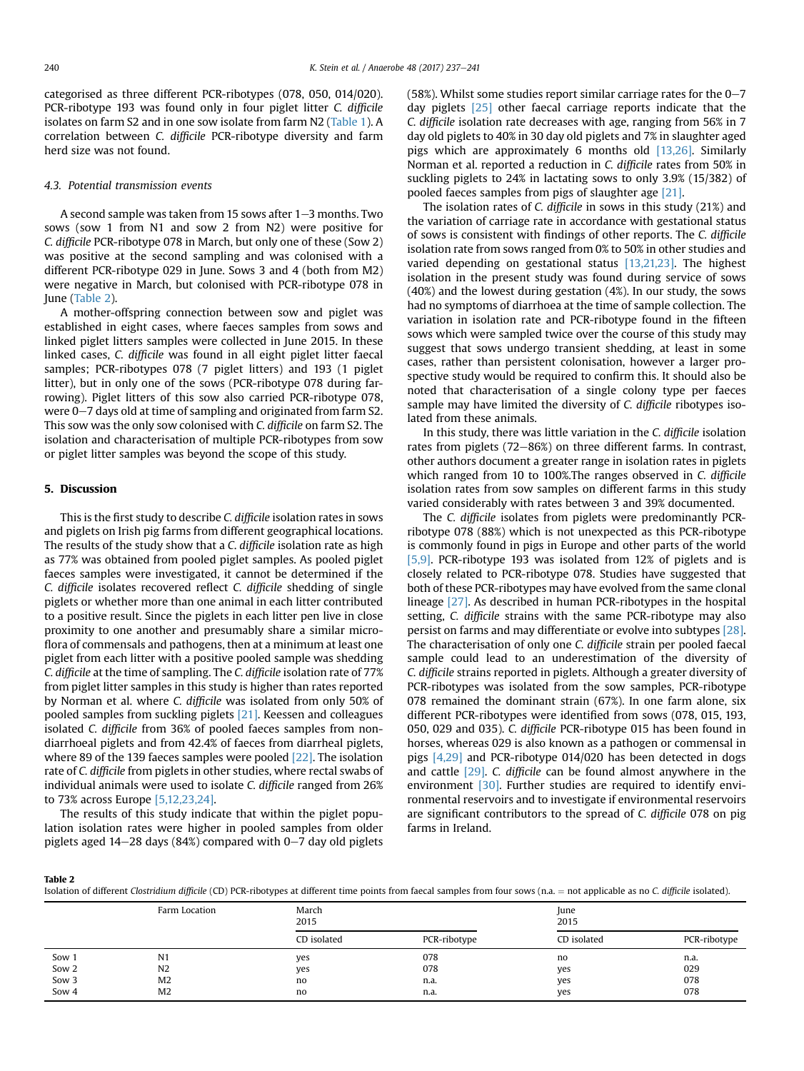categorised as three different PCR-ribotypes (078, 050, 014/020). PCR-ribotype 193 was found only in four piglet litter *C. difficile* isolates on farm S2 and in one sow isolate from farm N2 (Table 1). A correlation between *C. difficile* PCR-ribotype diversity and farm herd size was not found.

### 4.3. Potential transmission events

A second sample was taken from 15 sows after 1–3 months. Two sows (sow 1 from N1 and sow 2 from N2) were positive for *C. difficile* PCR-ribotype 078 in March, but only one of these (Sow 2) was positive at the second sampling and was colonised with a different PCR-ribotype 029 in June. Sows 3 and 4 (both from M2) were negative in March, but colonised with PCR-ribotype 078 in June (Table 2).

A mother-offspring connection between sow and piglet was established in eight cases, where faeces samples from sows and linked piglet litters samples were collected in June 2015. In these linked cases, *C. difficile* was found in all eight piglet litter faecal samples; PCR-ribotypes 078 (7 piglet litters) and 193 (1 piglet litter), but in only one of the sows (PCR-ribotype 078 during farrowing). Piglet litters of this sow also carried PCR-ribotype 078, were 0–7 days old at time of sampling and originated from farm S2. This sow was the only sow colonised with *C. difficile* on farm S2. The isolation and characterisation of multiple PCR-ribotypes from sow or piglet litter samples was beyond the scope of this study.

## 5. Discussion

This is the first study to describe *C. difficile* isolation rates in sows and piglets on Irish pig farms from different geographical locations. The results of the study show that a *C. difficile* isolation rate as high as 77% was obtained from pooled piglet samples. As pooled piglet faeces samples were investigated, it cannot be determined if the *C. difficile* isolates recovered reflect *C. difficile* shedding of single piglets or whether more than one animal in each litter contributed to a positive result. Since the piglets in each litter pen live in close proximity to one another and presumably share a similar microflora of commensals and pathogens, then at a minimum at least one piglet from each litter with a positive pooled sample was shedding *C. difficile* at the time of sampling. The *C. difficile* isolation rate of 77% from piglet litter samples in this study is higher than rates reported by Norman et al. where *C. difficile* was isolated from only 50% of pooled samples from suckling piglets [21]. Keessen and colleagues isolated *C. difficile* from 36% of pooled faeces samples from non-diarrhoeal piglets and from 42.4% of faeces from diarrheal piglets, where 89 of the 139 faeces samples were pooled [22]. The isolation rate of *C. difficile* from piglets in other studies, where rectal swabs of individual animals were used to isolate *C. difficile* ranged from 26% to 73% across Europe [5,12,23,24].

The results of this study indicate that within the piglet population isolation rates were higher in pooled samples from older piglets aged 14–28 days (84%) compared with 0–7 day old piglets (58%). Whilst some studies report similar carriage rates for the 0–7 day piglets [25] other faecal carriage reports indicate that the *C. difficile* isolation rate decreases with age, ranging from 56% in 7 day old piglets to 40% in 30 day old piglets and 7% in slaughter aged pigs which are approximately 6 months old [13,26]. Similarly Norman et al. reported a reduction in *C. difficile* rates from 50% in suckling piglets to 24% in lactating sows to only 3.9% (15/382) of pooled faeces samples from pigs of slaughter age [21].

The isolation rates of *C. difficile* in sows in this study (21%) and the variation of carriage rate in accordance with gestational status of sows is consistent with findings of other reports. The *C. difficile* isolation rate from sows ranged from 0% to 50% in other studies and varied depending on gestational status [13,21,23]. The highest isolation in the present study was found during service of sows (40%) and the lowest during gestation (4%). In our study, the sows had no symptoms of diarrhoea at the time of sample collection. The variation in isolation rate and PCR-ribotype found in the fifteen sows which were sampled twice over the course of this study may suggest that sows undergo transient shedding, at least in some cases, rather than persistent colonisation, however a larger prospective study would be required to confirm this. It should also be noted that characterisation of a single colony type per faeces sample may have limited the diversity of *C. difficile* ribotypes isolated from these animals.

In this study, there was little variation in the *C. difficile* isolation rates from piglets (72–86%) on three different farms. In contrast, other authors document a greater range in isolation rates in piglets which ranged from 10 to 100%.The ranges observed in *C. difficile* isolation rates from sow samples on different farms in this study varied considerably with rates between 3 and 39% documented.

The *C. difficile* isolates from piglets were predominantly PCR-ribotype 078 (88%) which is not unexpected as this PCR-ribotype is commonly found in pigs in Europe and other parts of the world [5,9]. PCR-ribotype 193 was isolated from 12% of piglets and is closely related to PCR-ribotype 078. Studies have suggested that both of these PCR-ribotypes may have evolved from the same clonal lineage [27]. As described in human PCR-ribotypes in the hospital setting, *C. difficile* strains with the same PCR-ribotype may also persist on farms and may differentiate or evolve into subtypes [28]. The characterisation of only one *C. difficile* strain per pooled faecal sample could lead to an underestimation of the diversity of *C. difficile* strains reported in piglets. Although a greater diversity of PCR-ribotypes was isolated from the sow samples, PCR-ribotype 078 remained the dominant strain (67%). In one farm alone, six different PCR-ribotypes were identified from sows (078, 015, 193, 050, 029 and 035). *C. difficile* PCR-ribotype 015 has been found in horses, whereas 029 is also known as a pathogen or commensal in pigs [4,29] and PCR-ribotype 014/020 has been detected in dogs and cattle [29]. *C. difficile* can be found almost anywhere in the environment [30]. Further studies are required to identify environmental reservoirs and to investigate if environmental reservoirs are significant contributors to the spread of *C. difficile* 078 on pig farms in Ireland.

**Table 2**
Isolation of different *Clostridium difficile* (CD) PCR-ribotypes at different time points from faecal samples from four sows (n.a. = not applicable as no *C. difficile* isolated).

| | Farm Location | March 2015 | | June 2015 | |
|---|---|---|---|---|---|
| | | CD isolated | PCR-ribotype | CD isolated | PCR-ribotype |
| Sow 1 | N1 | yes | 078 | no | n.a. |
| Sow 2 | N2 | yes | 078 | yes | 029 |
| Sow 3 | M2 | no | n.a. | yes | 078 |
| Sow 4 | M2 | no | n.a. | yes | 078 |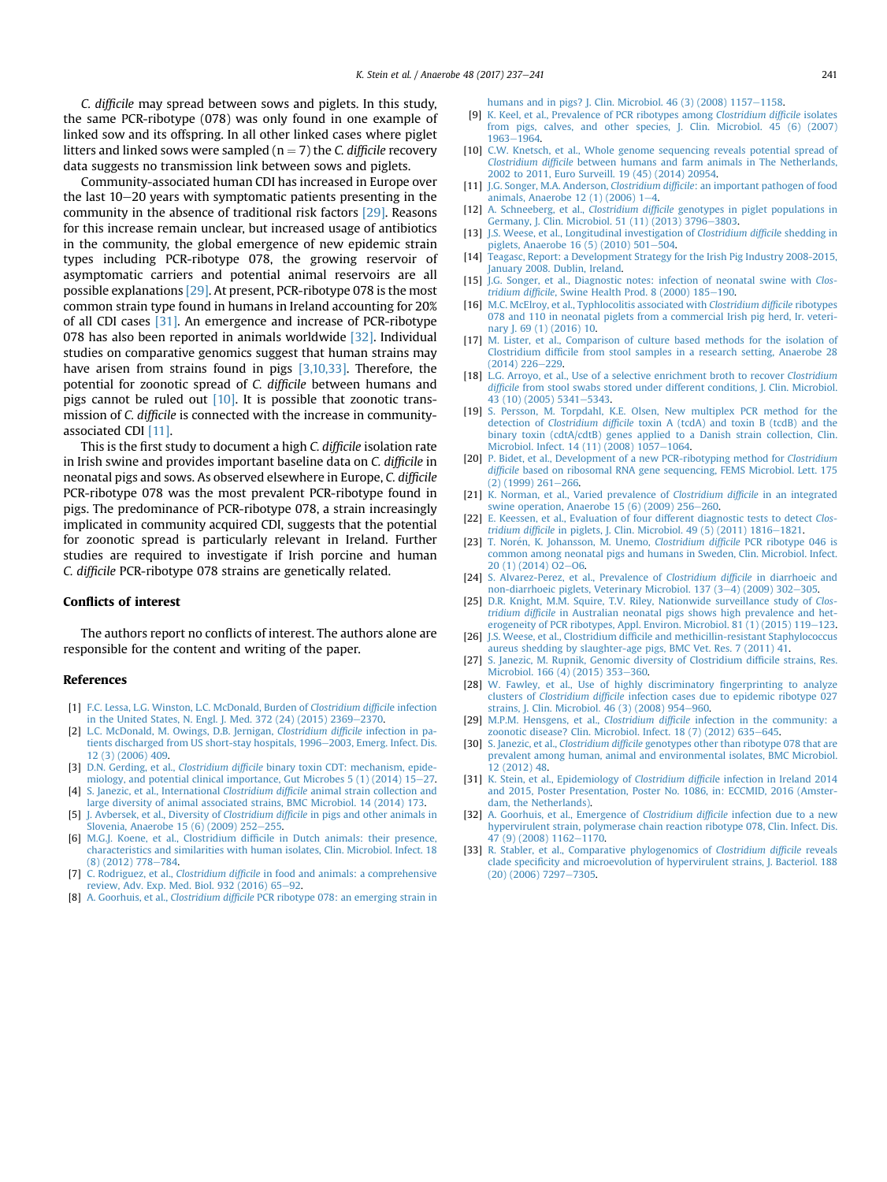*C. difficile* may spread between sows and piglets. In this study, the same PCR-ribotype (078) was only found in one example of linked sow and its offspring. In all other linked cases where piglet litters and linked sows were sampled ($n = 7$) the *C. difficile* recovery data suggests no transmission link between sows and piglets.

Community-associated human CDI has increased in Europe over the last 10–20 years with symptomatic patients presenting in the community in the absence of traditional risk factors [29]. Reasons for this increase remain unclear, but increased usage of antibiotics in the community, the global emergence of new epidemic strain types including PCR-ribotype 078, the growing reservoir of asymptomatic carriers and potential animal reservoirs are all possible explanations [29]. At present, PCR-ribotype 078 is the most common strain type found in humans in Ireland accounting for 20% of all CDI cases [31]. An emergence and increase of PCR-ribotype 078 has also been reported in animals worldwide [32]. Individual studies on comparative genomics suggest that human strains may have arisen from strains found in pigs [3,10,33]. Therefore, the potential for zoonotic spread of *C. difficile* between humans and pigs cannot be ruled out [10]. It is possible that zoonotic transmission of *C. difficile* is connected with the increase in community-associated CDI [11].

This is the first study to document a high *C. difficile* isolation rate in Irish swine and provides important baseline data on *C. difficile* in neonatal pigs and sows. As observed elsewhere in Europe, *C. difficile* PCR-ribotype 078 was the most prevalent PCR-ribotype found in pigs. The predominance of PCR-ribotype 078, a strain increasingly implicated in community acquired CDI, suggests that the potential for zoonotic spread is particularly relevant in Ireland. Further studies are required to investigate if Irish porcine and human *C. difficile* PCR-ribotype 078 strains are genetically related.

## Conflicts of interest

The authors report no conflicts of interest. The authors alone are responsible for the content and writing of the paper.

## References

[1] F.C. Lessa, L.G. Winston, L.C. McDonald, Burden of *Clostridium difficile* infection in the United States, N. Engl. J. Med. 372 (24) (2015) 2369–2370.

[2] L.C. McDonald, M. Owings, D.B. Jernigan, *Clostridium difficile* infection in patients discharged from US short-stay hospitals, 1996–2003, Emerg. Infect. Dis. 12 (3) (2006) 409.

[3] D.N. Gerding, et al., *Clostridium difficile* binary toxin CDT: mechanism, epidemiology, and potential clinical importance, Gut Microbes 5 (1) (2014) 15–27.

[4] S. Janezic, et al., International *Clostridium difficile* animal strain collection and large diversity of animal associated strains, BMC Microbiol. 14 (2014) 173.

[5] J. Avbersek, et al., Diversity of *Clostridium difficile* in pigs and other animals in Slovenia, Anaerobe 15 (6) (2009) 252–255.

[6] M.G.J. Koene, et al., Clostridium difficile in Dutch animals: their presence, characteristics and similarities with human isolates, Clin. Microbiol. Infect. 18 (8) (2012) 778–784.

[7] C. Rodriguez, et al., *Clostridium difficile* in food and animals: a comprehensive review, Adv. Exp. Med. Biol. 932 (2016) 65–92.

[8] A. Goorhuis, et al., *Clostridium difficile* PCR ribotype 078: an emerging strain in humans and in pigs? J. Clin. Microbiol. 46 (3) (2008) 1157–1158.

[9] K. Keel, et al., Prevalence of PCR ribotypes among *Clostridium difficile* isolates from pigs, calves, and other species, J. Clin. Microbiol. 45 (6) (2007) 1963–1964.

[10] C.W. Knetsch, et al., Whole genome sequencing reveals potential spread of *Clostridium difficile* between humans and farm animals in The Netherlands, 2002 to 2011, Euro Surveill. 19 (45) (2014) 20954.

[11] J.G. Songer, M.A. Anderson, *Clostridium difficile*: an important pathogen of food animals, Anaerobe 12 (1) (2006) 1–4.

[12] A. Schneeberg, et al., *Clostridium difficile* genotypes in piglet populations in Germany, J. Clin. Microbiol. 51 (11) (2013) 3796–3803.

[13] J.S. Weese, et al., Longitudinal investigation of *Clostridium difficile* shedding in piglets, Anaerobe 16 (5) (2010) 501–504.

[14] Teagasc, Report: a Development Strategy for the Irish Pig Industry 2008-2015, January 2008. Dublin, Ireland.

[15] J.G. Songer, et al., Diagnostic notes: infection of neonatal swine with *Clostridium difficile*, Swine Health Prod. 8 (2000) 185–190.

[16] M.C. McElroy, et al., Typhlocolitis associated with *Clostridium difficile* ribotypes 078 and 110 in neonatal piglets from a commercial Irish pig herd, Ir. veterinary J. 69 (1) (2016) 10.

[17] M. Lister, et al., Comparison of culture based methods for the isolation of Clostridium difficile from stool samples in a research setting, Anaerobe 28 (2014) 226–229.

[18] L.G. Arroyo, et al., Use of a selective enrichment broth to recover *Clostridium difficile* from stool swabs stored under different conditions, J. Clin. Microbiol. 43 (10) (2005) 5341–5343.

[19] S. Persson, M. Torpdahl, K.E. Olsen, New multiplex PCR method for the detection of *Clostridium difficile* toxin A (tcdA) and toxin B (tcdB) and the binary toxin (cdtA/cdtB) genes applied to a Danish strain collection, Clin. Microbiol. Infect. 14 (11) (2008) 1057–1064.

[20] P. Bidet, et al., Development of a new PCR-ribotyping method for *Clostridium difficile* based on ribosomal RNA gene sequencing, FEMS Microbiol. Lett. 175 (2) (1999) 261–266.

[21] K. Norman, et al., Varied prevalence of *Clostridium difficile* in an integrated swine operation, Anaerobe 15 (6) (2009) 256–260.

[22] E. Keessen, et al., Evaluation of four different diagnostic tests to detect *Clostridium difficile* in piglets, J. Clin. Microbiol. 49 (5) (2011) 1816–1821.

[23] T. Norén, K. Johansson, M. Unemo, *Clostridium difficile* PCR ribotype 046 is common among neonatal pigs and humans in Sweden, Clin. Microbiol. Infect. 20 (1) (2014) O2–O6.

[24] S. Alvarez-Perez, et al., Prevalence of *Clostridium difficile* in diarrhoeic and non-diarrhoeic piglets, Veterinary Microbiol. 137 (3–4) (2009) 302–305.

[25] D.R. Knight, M.M. Squire, T.V. Riley, Nationwide surveillance study of *Clostridium difficile* in Australian neonatal pigs shows high prevalence and heterogeneity of PCR ribotypes, Appl. Environ. Microbiol. 81 (1) (2015) 119–123.

[26] J.S. Weese, et al., Clostridium difficile and methicillin-resistant Staphylococcus aureus shedding by slaughter-age pigs, BMC Vet. Res. 7 (2011) 41.

[27] S. Janezic, M. Rupnik, Genomic diversity of Clostridium difficile strains, Res. Microbiol. 166 (4) (2015) 353–360.

[28] W. Fawley, et al., Use of highly discriminatory fingerprinting to analyze clusters of *Clostridium difficile* infection cases due to epidemic ribotype 027 strains, J. Clin. Microbiol. 46 (3) (2008) 954–960.

[29] M.P.M. Hensgens, et al., *Clostridium difficile* infection in the community: a zoonotic disease? Clin. Microbiol. Infect. 18 (7) (2012) 635–645.

[30] S. Janezic, et al., *Clostridium difficile* genotypes other than ribotype 078 that are prevalent among human, animal and environmental isolates, BMC Microbiol. 12 (2012) 48.

[31] K. Stein, et al., Epidemiology of *Clostridium difficile* infection in Ireland 2014 and 2015, Poster Presentation, Poster No. 1086, in: ECCMID, 2016 (Amsterdam, the Netherlands).

[32] A. Goorhuis, et al., Emergence of *Clostridium difficile* infection due to a new hypervirulent strain, polymerase chain reaction ribotype 078, Clin. Infect. Dis. 47 (9) (2008) 1162–1170.

[33] R. Stabler, et al., Comparative phylogenomics of *Clostridium difficile* reveals clade specificity and microevolution of hypervirulent strains, J. Bacteriol. 188 (20) (2006) 7297–7305.